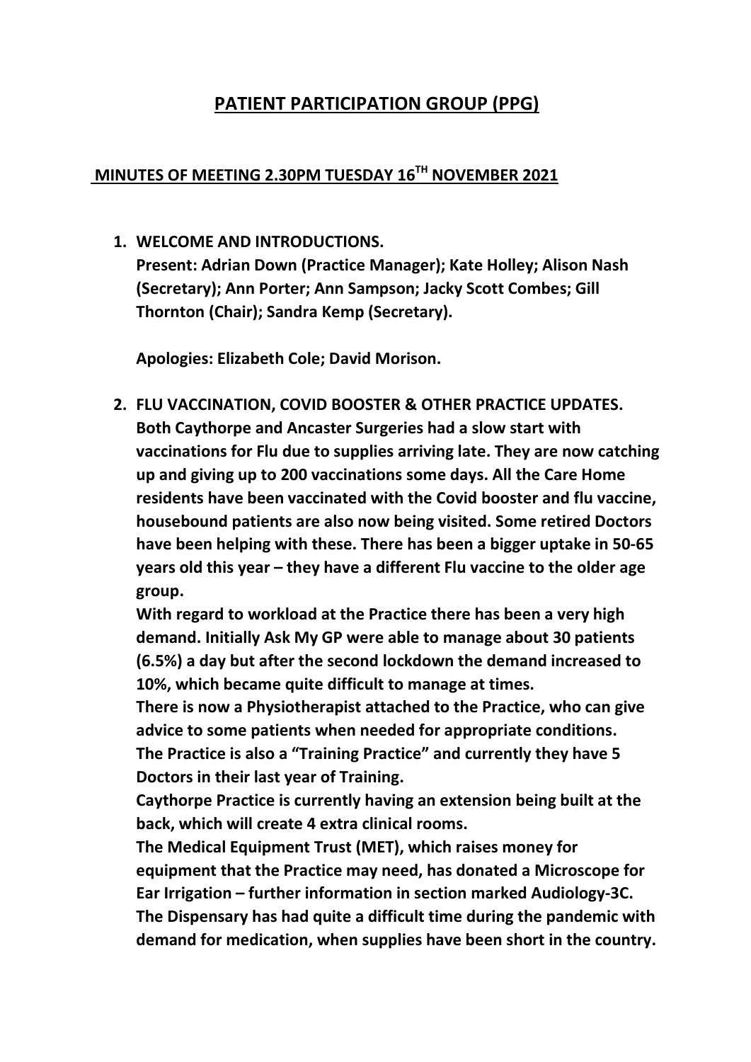# PATIENT PARTICIPATION GROUP (PPG)

## MINUTES OF MEETING 2.30PM TUESDAY 16TH NOVEMBER 2021

1. **WELCOME AND INTRODUCTIONS.**
   **Present: Adrian Down (Practice Manager); Kate Holley; Alison Nash (Secretary); Ann Porter; Ann Sampson; Jacky Scott Combes; Gill Thornton (Chair); Sandra Kemp (Secretary).**

   **Apologies: Elizabeth Cole; David Morison.**

2. **FLU VACCINATION, COVID BOOSTER & OTHER PRACTICE UPDATES.**
   **Both Caythorpe and Ancaster Surgeries had a slow start with vaccinations for Flu due to supplies arriving late. They are now catching up and giving up to 200 vaccinations some days. All the Care Home residents have been vaccinated with the Covid booster and flu vaccine, housebound patients are also now being visited. Some retired Doctors have been helping with these. There has been a bigger uptake in 50-65 years old this year – they have a different Flu vaccine to the older age group.**
   **With regard to workload at the Practice there has been a very high demand. Initially Ask My GP were able to manage about 30 patients (6.5%) a day but after the second lockdown the demand increased to 10%, which became quite difficult to manage at times.**
   **There is now a Physiotherapist attached to the Practice, who can give advice to some patients when needed for appropriate conditions.**
   **The Practice is also a "Training Practice" and currently they have 5 Doctors in their last year of Training.**
   **Caythorpe Practice is currently having an extension being built at the back, which will create 4 extra clinical rooms.**
   **The Medical Equipment Trust (MET), which raises money for equipment that the Practice may need, has donated a Microscope for Ear Irrigation – further information in section marked Audiology-3C.**
   **The Dispensary has had quite a difficult time during the pandemic with demand for medication, when supplies have been short in the country.**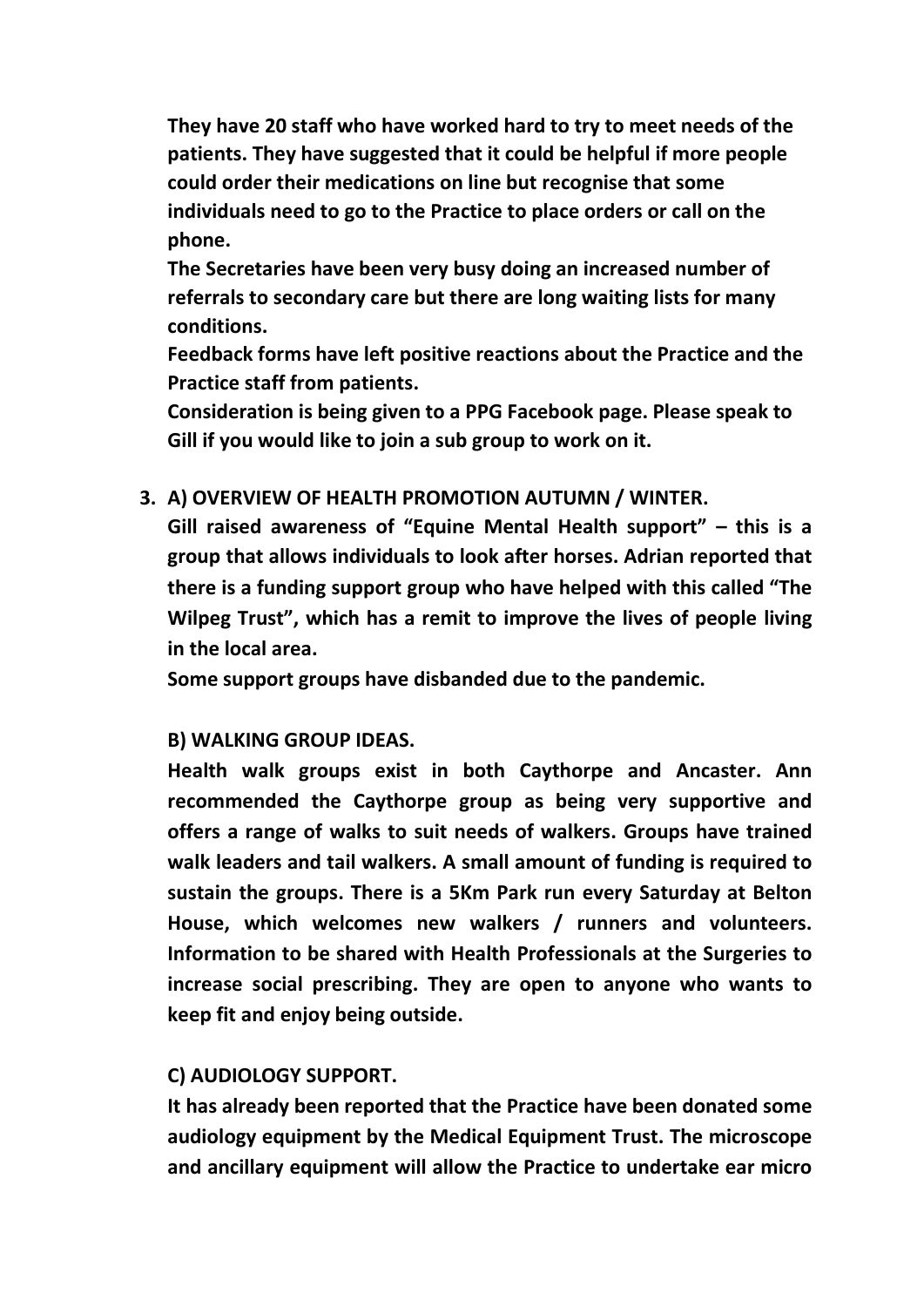**They have 20 staff who have worked hard to try to meet needs of the patients. They have suggested that it could be helpful if more people could order their medications on line but recognise that some individuals need to go to the Practice to place orders or call on the phone.**

**The Secretaries have been very busy doing an increased number of referrals to secondary care but there are long waiting lists for many conditions.**

**Feedback forms have left positive reactions about the Practice and the Practice staff from patients.**

**Consideration is being given to a PPG Facebook page. Please speak to Gill if you would like to join a sub group to work on it.**

3. **A) OVERVIEW OF HEALTH PROMOTION AUTUMN / WINTER.**

   **Gill raised awareness of "Equine Mental Health support" – this is a group that allows individuals to look after horses. Adrian reported that there is a funding support group who have helped with this called "The Wilpeg Trust", which has a remit to improve the lives of people living in the local area.**

   **Some support groups have disbanded due to the pandemic.**

   **B) WALKING GROUP IDEAS.**

   **Health walk groups exist in both Caythorpe and Ancaster. Ann recommended the Caythorpe group as being very supportive and offers a range of walks to suit needs of walkers. Groups have trained walk leaders and tail walkers. A small amount of funding is required to sustain the groups. There is a 5Km Park run every Saturday at Belton House, which welcomes new walkers / runners and volunteers. Information to be shared with Health Professionals at the Surgeries to increase social prescribing. They are open to anyone who wants to keep fit and enjoy being outside.**

   **C) AUDIOLOGY SUPPORT.**

   **It has already been reported that the Practice have been donated some audiology equipment by the Medical Equipment Trust. The microscope and ancillary equipment will allow the Practice to undertake ear micro**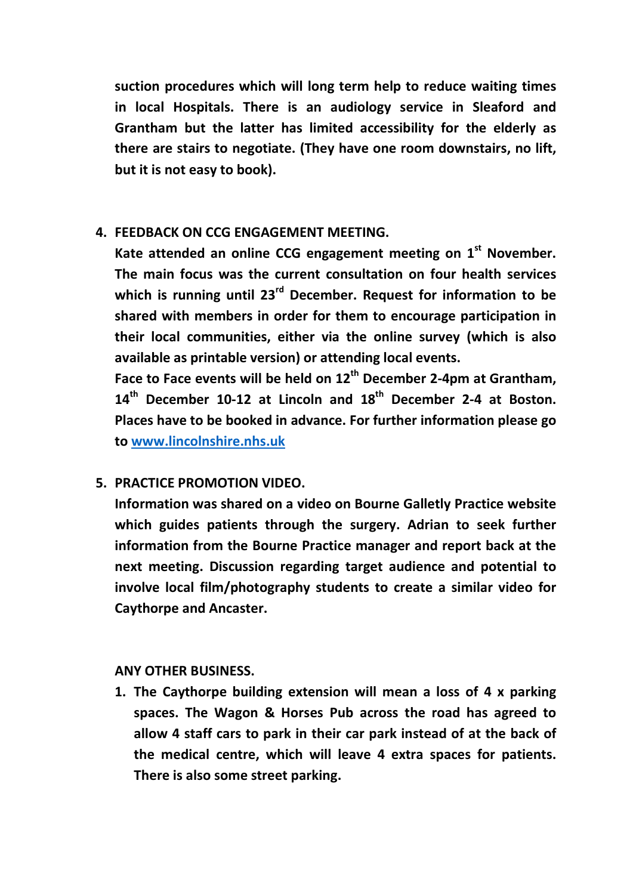**suction procedures which will long term help to reduce waiting times in local Hospitals. There is an audiology service in Sleaford and Grantham but the latter has limited accessibility for the elderly as there are stairs to negotiate. (They have one room downstairs, no lift, but it is not easy to book).**

4. **FEEDBACK ON CCG ENGAGEMENT MEETING.**

   **Kate attended an online CCG engagement meeting on 1st November. The main focus was the current consultation on four health services which is running until 23rd December. Request for information to be shared with members in order for them to encourage participation in their local communities, either via the online survey (which is also available as printable version) or attending local events.**

   **Face to Face events will be held on 12th December 2-4pm at Grantham, 14th December 10-12 at Lincoln and 18th December 2-4 at Boston. Places have to be booked in advance. For further information please go to [www.lincolnshire.nhs.uk](http://www.lincolnshire.nhs.uk)**

5. **PRACTICE PROMOTION VIDEO.**

   **Information was shared on a video on Bourne Galletly Practice website which guides patients through the surgery. Adrian to seek further information from the Bourne Practice manager and report back at the next meeting. Discussion regarding target audience and potential to involve local film/photography students to create a similar video for Caythorpe and Ancaster.**

**ANY OTHER BUSINESS.**

1. **The Caythorpe building extension will mean a loss of 4 x parking spaces. The Wagon & Horses Pub across the road has agreed to allow 4 staff cars to park in their car park instead of at the back of the medical centre, which will leave 4 extra spaces for patients. There is also some street parking.**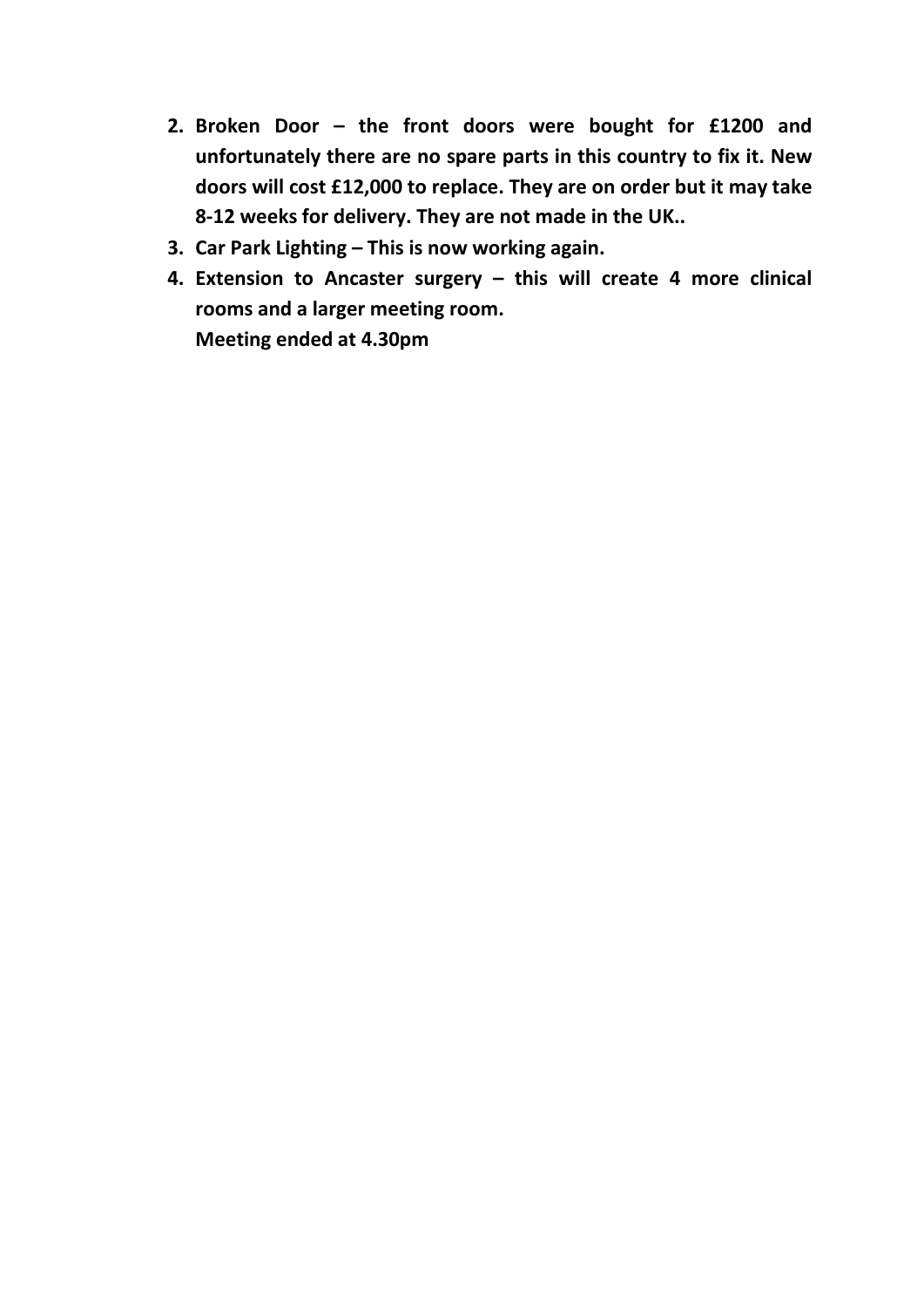2. **Broken Door – the front doors were bought for £1200 and unfortunately there are no spare parts in this country to fix it. New doors will cost £12,000 to replace. They are on order but it may take 8-12 weeks for delivery. They are not made in the UK..**
3. **Car Park Lighting – This is now working again.**
4. **Extension to Ancaster surgery – this will create 4 more clinical rooms and a larger meeting room.**
   **Meeting ended at 4.30pm**